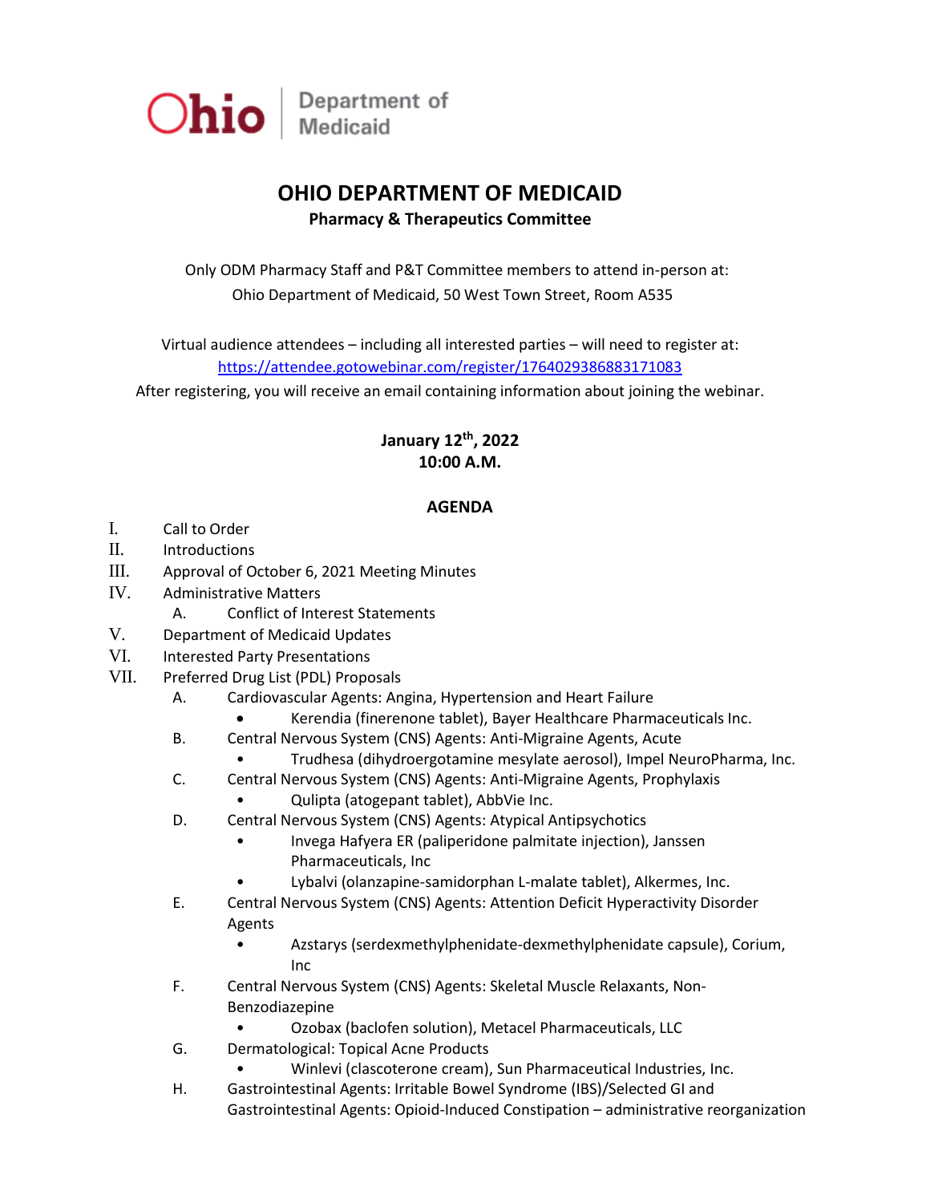Ohio | Department of Medicaid

# OHIO DEPARTMENT OF MEDICAID

**Pharmacy & Therapeutics Committee**

Only ODM Pharmacy Staff and P&T Committee members to attend in-person at:
Ohio Department of Medicaid, 50 West Town Street, Room A535

Virtual audience attendees – including all interested parties – will need to register at:
https://attendee.gotowebinar.com/register/1764029386883171083
After registering, you will receive an email containing information about joining the webinar.

**January 12th, 2022**
**10:00 A.M.**

## AGENDA

I. Call to Order

II. Introductions

III. Approval of October 6, 2021 Meeting Minutes

IV. Administrative Matters
   - A. Conflict of Interest Statements

V. Department of Medicaid Updates

VI. Interested Party Presentations

VII. Preferred Drug List (PDL) Proposals
   - A. Cardiovascular Agents: Angina, Hypertension and Heart Failure
     - Kerendia (finerenone tablet), Bayer Healthcare Pharmaceuticals Inc.
   - B. Central Nervous System (CNS) Agents: Anti-Migraine Agents, Acute
     - Trudhesa (dihydroergotamine mesylate aerosol), Impel NeuroPharma, Inc.
   - C. Central Nervous System (CNS) Agents: Anti-Migraine Agents, Prophylaxis
     - Qulipta (atogepant tablet), AbbVie Inc.
   - D. Central Nervous System (CNS) Agents: Atypical Antipsychotics
     - Invega Hafyera ER (paliperidone palmitate injection), Janssen Pharmaceuticals, Inc
     - Lybalvi (olanzapine-samidorphan L-malate tablet), Alkermes, Inc.
   - E. Central Nervous System (CNS) Agents: Attention Deficit Hyperactivity Disorder Agents
     - Azstarys (serdexmethylphenidate-dexmethylphenidate capsule), Corium, Inc
   - F. Central Nervous System (CNS) Agents: Skeletal Muscle Relaxants, Non-Benzodiazepine
     - Ozobax (baclofen solution), Metacel Pharmaceuticals, LLC
   - G. Dermatological: Topical Acne Products
     - Winlevi (clascoterone cream), Sun Pharmaceutical Industries, Inc.
   - H. Gastrointestinal Agents: Irritable Bowel Syndrome (IBS)/Selected GI and Gastrointestinal Agents: Opioid-Induced Constipation – administrative reorganization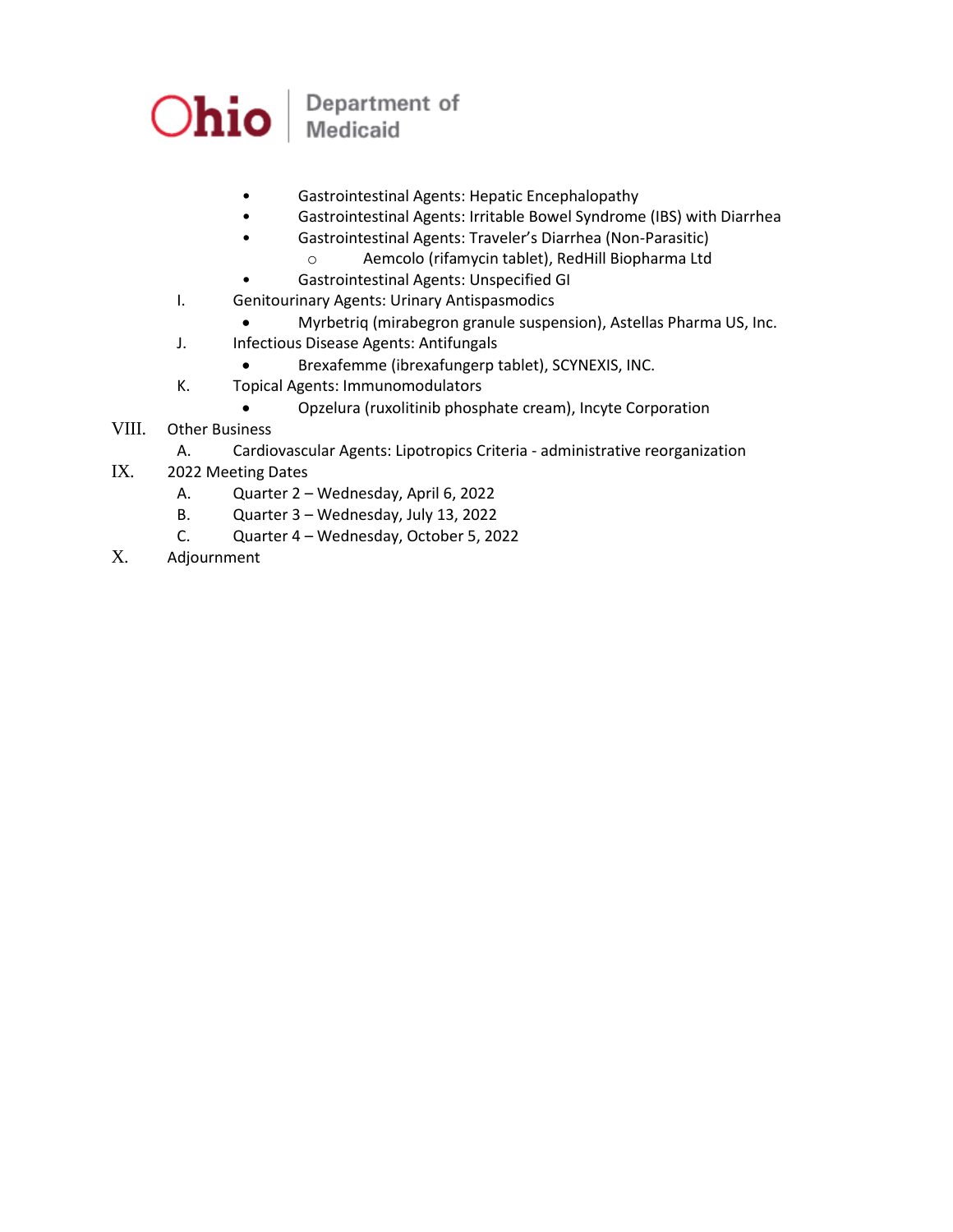- Gastrointestinal Agents: Hepatic Encephalopathy
- Gastrointestinal Agents: Irritable Bowel Syndrome (IBS) with Diarrhea
- Gastrointestinal Agents: Traveler's Diarrhea (Non-Parasitic)
  - Aemcolo (rifamycin tablet), RedHill Biopharma Ltd
- Gastrointestinal Agents: Unspecified GI

I. Genitourinary Agents: Urinary Antispasmodics
- Myrbetriq (mirabegron granule suspension), Astellas Pharma US, Inc.

J. Infectious Disease Agents: Antifungals
- Brexafemme (ibrexafungerp tablet), SCYNEXIS, INC.

K. Topical Agents: Immunomodulators
- Opzelura (ruxolitinib phosphate cream), Incyte Corporation

VIII. Other Business

A. Cardiovascular Agents: Lipotropics Criteria - administrative reorganization

IX. 2022 Meeting Dates

A. Quarter 2 – Wednesday, April 6, 2022

B. Quarter 3 – Wednesday, July 13, 2022

C. Quarter 4 – Wednesday, October 5, 2022

X. Adjournment